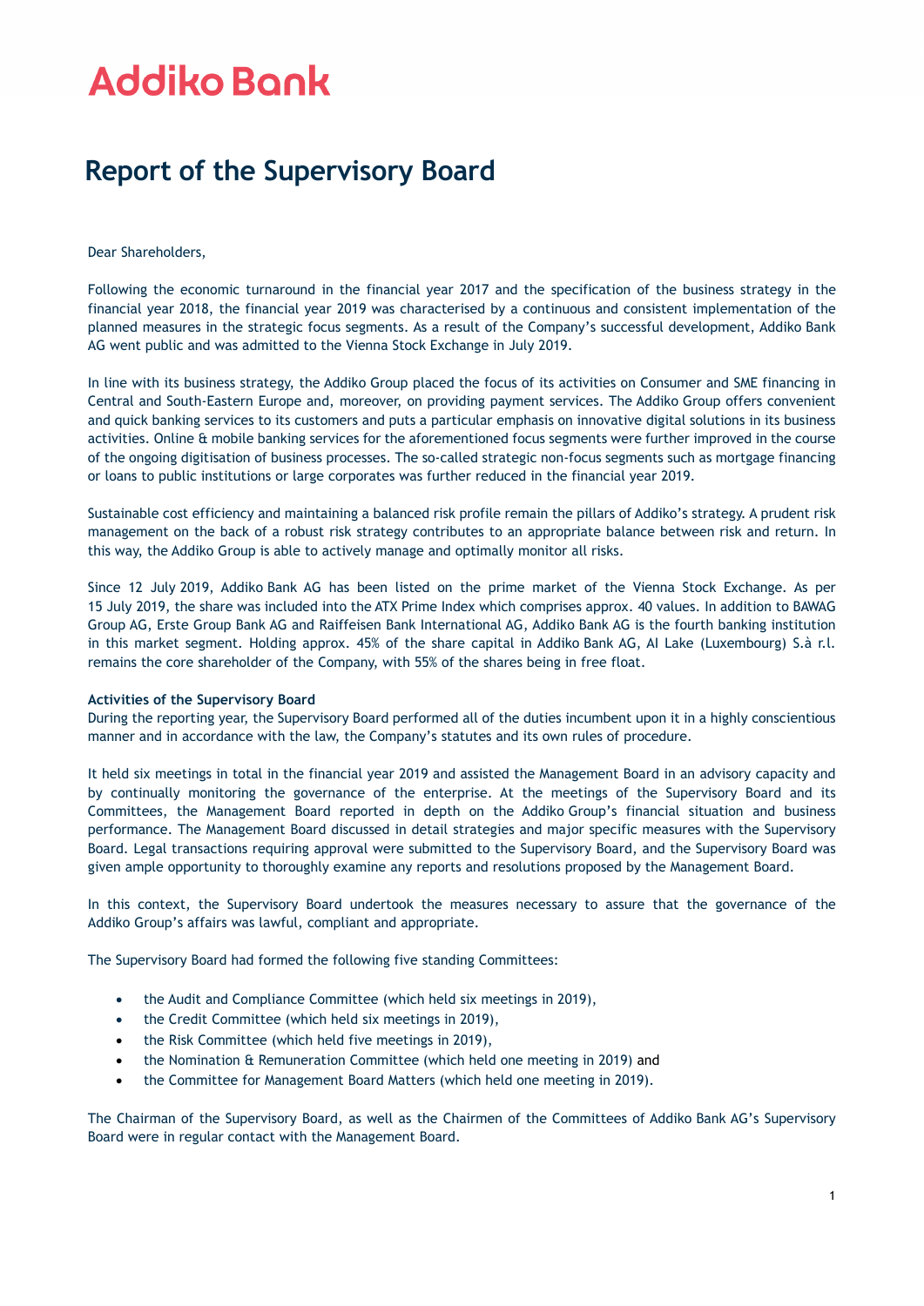Addiko Bank

# Report of the Supervisory Board

Dear Shareholders,

Following the economic turnaround in the financial year 2017 and the specification of the business strategy in the financial year 2018, the financial year 2019 was characterised by a continuous and consistent implementation of the planned measures in the strategic focus segments. As a result of the Company's successful development, Addiko Bank AG went public and was admitted to the Vienna Stock Exchange in July 2019.

In line with its business strategy, the Addiko Group placed the focus of its activities on Consumer and SME financing in Central and South-Eastern Europe and, moreover, on providing payment services. The Addiko Group offers convenient and quick banking services to its customers and puts a particular emphasis on innovative digital solutions in its business activities. Online & mobile banking services for the aforementioned focus segments were further improved in the course of the ongoing digitisation of business processes. The so-called strategic non-focus segments such as mortgage financing or loans to public institutions or large corporates was further reduced in the financial year 2019.

Sustainable cost efficiency and maintaining a balanced risk profile remain the pillars of Addiko's strategy. A prudent risk management on the back of a robust risk strategy contributes to an appropriate balance between risk and return. In this way, the Addiko Group is able to actively manage and optimally monitor all risks.

Since 12 July 2019, Addiko Bank AG has been listed on the prime market of the Vienna Stock Exchange. As per 15 July 2019, the share was included into the ATX Prime Index which comprises approx. 40 values. In addition to BAWAG Group AG, Erste Group Bank AG and Raiffeisen Bank International AG, Addiko Bank AG is the fourth banking institution in this market segment. Holding approx. 45% of the share capital in Addiko Bank AG, AI Lake (Luxembourg) S.à r.l. remains the core shareholder of the Company, with 55% of the shares being in free float.

**Activities of the Supervisory Board**

During the reporting year, the Supervisory Board performed all of the duties incumbent upon it in a highly conscientious manner and in accordance with the law, the Company's statutes and its own rules of procedure.

It held six meetings in total in the financial year 2019 and assisted the Management Board in an advisory capacity and by continually monitoring the governance of the enterprise. At the meetings of the Supervisory Board and its Committees, the Management Board reported in depth on the Addiko Group's financial situation and business performance. The Management Board discussed in detail strategies and major specific measures with the Supervisory Board. Legal transactions requiring approval were submitted to the Supervisory Board, and the Supervisory Board was given ample opportunity to thoroughly examine any reports and resolutions proposed by the Management Board.

In this context, the Supervisory Board undertook the measures necessary to assure that the governance of the Addiko Group's affairs was lawful, compliant and appropriate.

The Supervisory Board had formed the following five standing Committees:

- the Audit and Compliance Committee (which held six meetings in 2019),
- the Credit Committee (which held six meetings in 2019),
- the Risk Committee (which held five meetings in 2019),
- the Nomination & Remuneration Committee (which held one meeting in 2019) and
- the Committee for Management Board Matters (which held one meeting in 2019).

The Chairman of the Supervisory Board, as well as the Chairmen of the Committees of Addiko Bank AG's Supervisory Board were in regular contact with the Management Board.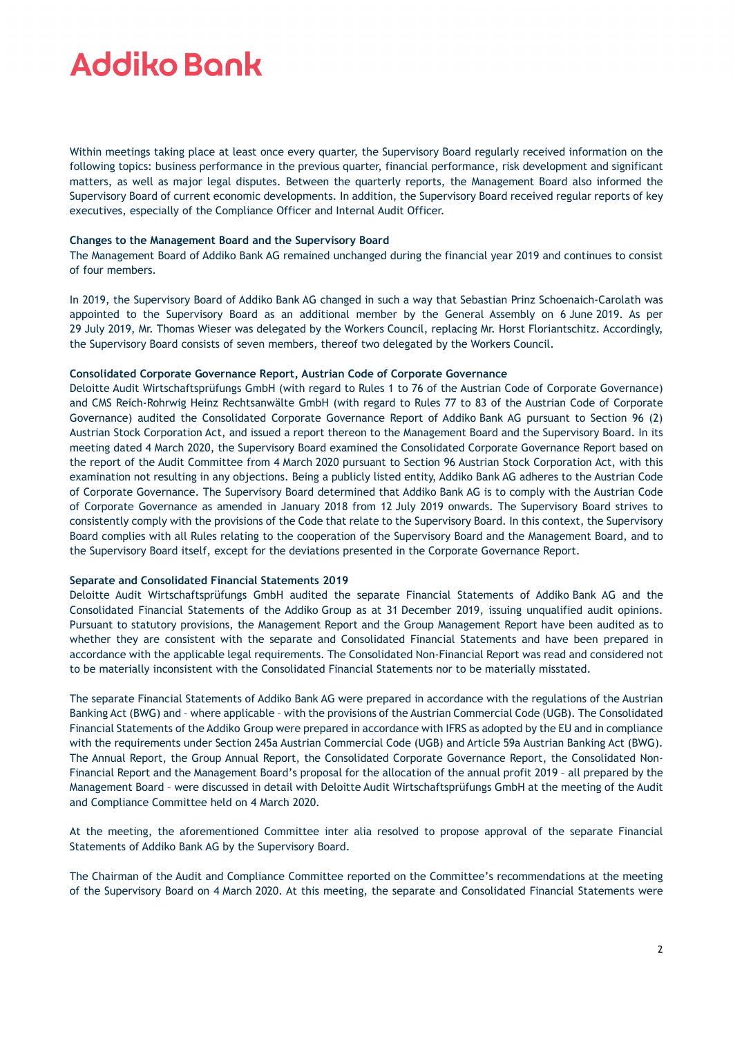Within meetings taking place at least once every quarter, the Supervisory Board regularly received information on the following topics: business performance in the previous quarter, financial performance, risk development and significant matters, as well as major legal disputes. Between the quarterly reports, the Management Board also informed the Supervisory Board of current economic developments. In addition, the Supervisory Board received regular reports of key executives, especially of the Compliance Officer and Internal Audit Officer.

**Changes to the Management Board and the Supervisory Board**

The Management Board of Addiko Bank AG remained unchanged during the financial year 2019 and continues to consist of four members.

In 2019, the Supervisory Board of Addiko Bank AG changed in such a way that Sebastian Prinz Schoenaich-Carolath was appointed to the Supervisory Board as an additional member by the General Assembly on 6 June 2019. As per 29 July 2019, Mr. Thomas Wieser was delegated by the Workers Council, replacing Mr. Horst Floriantschitz. Accordingly, the Supervisory Board consists of seven members, thereof two delegated by the Workers Council.

**Consolidated Corporate Governance Report, Austrian Code of Corporate Governance**

Deloitte Audit Wirtschaftsprüfungs GmbH (with regard to Rules 1 to 76 of the Austrian Code of Corporate Governance) and CMS Reich-Rohrwig Heinz Rechtsanwälte GmbH (with regard to Rules 77 to 83 of the Austrian Code of Corporate Governance) audited the Consolidated Corporate Governance Report of Addiko Bank AG pursuant to Section 96 (2) Austrian Stock Corporation Act, and issued a report thereon to the Management Board and the Supervisory Board. In its meeting dated 4 March 2020, the Supervisory Board examined the Consolidated Corporate Governance Report based on the report of the Audit Committee from 4 March 2020 pursuant to Section 96 Austrian Stock Corporation Act, with this examination not resulting in any objections. Being a publicly listed entity, Addiko Bank AG adheres to the Austrian Code of Corporate Governance. The Supervisory Board determined that Addiko Bank AG is to comply with the Austrian Code of Corporate Governance as amended in January 2018 from 12 July 2019 onwards. The Supervisory Board strives to consistently comply with the provisions of the Code that relate to the Supervisory Board. In this context, the Supervisory Board complies with all Rules relating to the cooperation of the Supervisory Board and the Management Board, and to the Supervisory Board itself, except for the deviations presented in the Corporate Governance Report.

**Separate and Consolidated Financial Statements 2019**

Deloitte Audit Wirtschaftsprüfungs GmbH audited the separate Financial Statements of Addiko Bank AG and the Consolidated Financial Statements of the Addiko Group as at 31 December 2019, issuing unqualified audit opinions. Pursuant to statutory provisions, the Management Report and the Group Management Report have been audited as to whether they are consistent with the separate and Consolidated Financial Statements and have been prepared in accordance with the applicable legal requirements. The Consolidated Non-Financial Report was read and considered not to be materially inconsistent with the Consolidated Financial Statements nor to be materially misstated.

The separate Financial Statements of Addiko Bank AG were prepared in accordance with the regulations of the Austrian Banking Act (BWG) and – where applicable – with the provisions of the Austrian Commercial Code (UGB). The Consolidated Financial Statements of the Addiko Group were prepared in accordance with IFRS as adopted by the EU and in compliance with the requirements under Section 245a Austrian Commercial Code (UGB) and Article 59a Austrian Banking Act (BWG). The Annual Report, the Group Annual Report, the Consolidated Corporate Governance Report, the Consolidated Non-Financial Report and the Management Board's proposal for the allocation of the annual profit 2019 – all prepared by the Management Board – were discussed in detail with Deloitte Audit Wirtschaftsprüfungs GmbH at the meeting of the Audit and Compliance Committee held on 4 March 2020.

At the meeting, the aforementioned Committee inter alia resolved to propose approval of the separate Financial Statements of Addiko Bank AG by the Supervisory Board.

The Chairman of the Audit and Compliance Committee reported on the Committee's recommendations at the meeting of the Supervisory Board on 4 March 2020. At this meeting, the separate and Consolidated Financial Statements were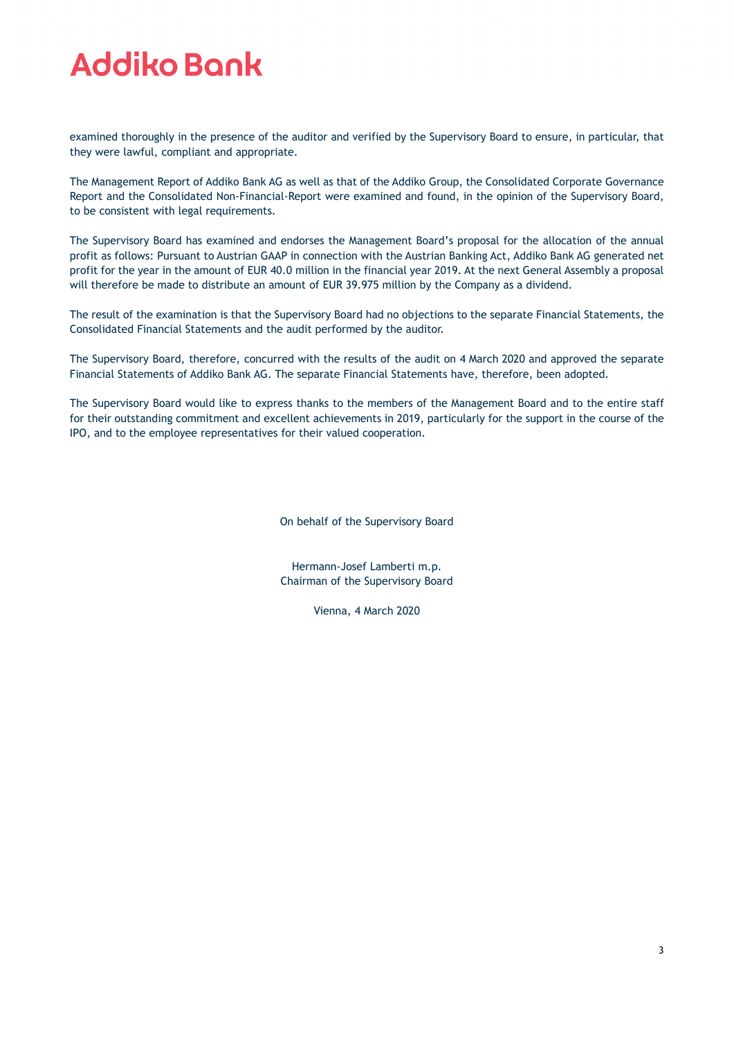examined thoroughly in the presence of the auditor and verified by the Supervisory Board to ensure, in particular, that they were lawful, compliant and appropriate.

The Management Report of Addiko Bank AG as well as that of the Addiko Group, the Consolidated Corporate Governance Report and the Consolidated Non-Financial-Report were examined and found, in the opinion of the Supervisory Board, to be consistent with legal requirements.

The Supervisory Board has examined and endorses the Management Board's proposal for the allocation of the annual profit as follows: Pursuant to Austrian GAAP in connection with the Austrian Banking Act, Addiko Bank AG generated net profit for the year in the amount of EUR 40.0 million in the financial year 2019. At the next General Assembly a proposal will therefore be made to distribute an amount of EUR 39.975 million by the Company as a dividend.

The result of the examination is that the Supervisory Board had no objections to the separate Financial Statements, the Consolidated Financial Statements and the audit performed by the auditor.

The Supervisory Board, therefore, concurred with the results of the audit on 4 March 2020 and approved the separate Financial Statements of Addiko Bank AG. The separate Financial Statements have, therefore, been adopted.

The Supervisory Board would like to express thanks to the members of the Management Board and to the entire staff for their outstanding commitment and excellent achievements in 2019, particularly for the support in the course of the IPO, and to the employee representatives for their valued cooperation.

On behalf of the Supervisory Board

Hermann-Josef Lamberti m.p.
Chairman of the Supervisory Board

Vienna, 4 March 2020